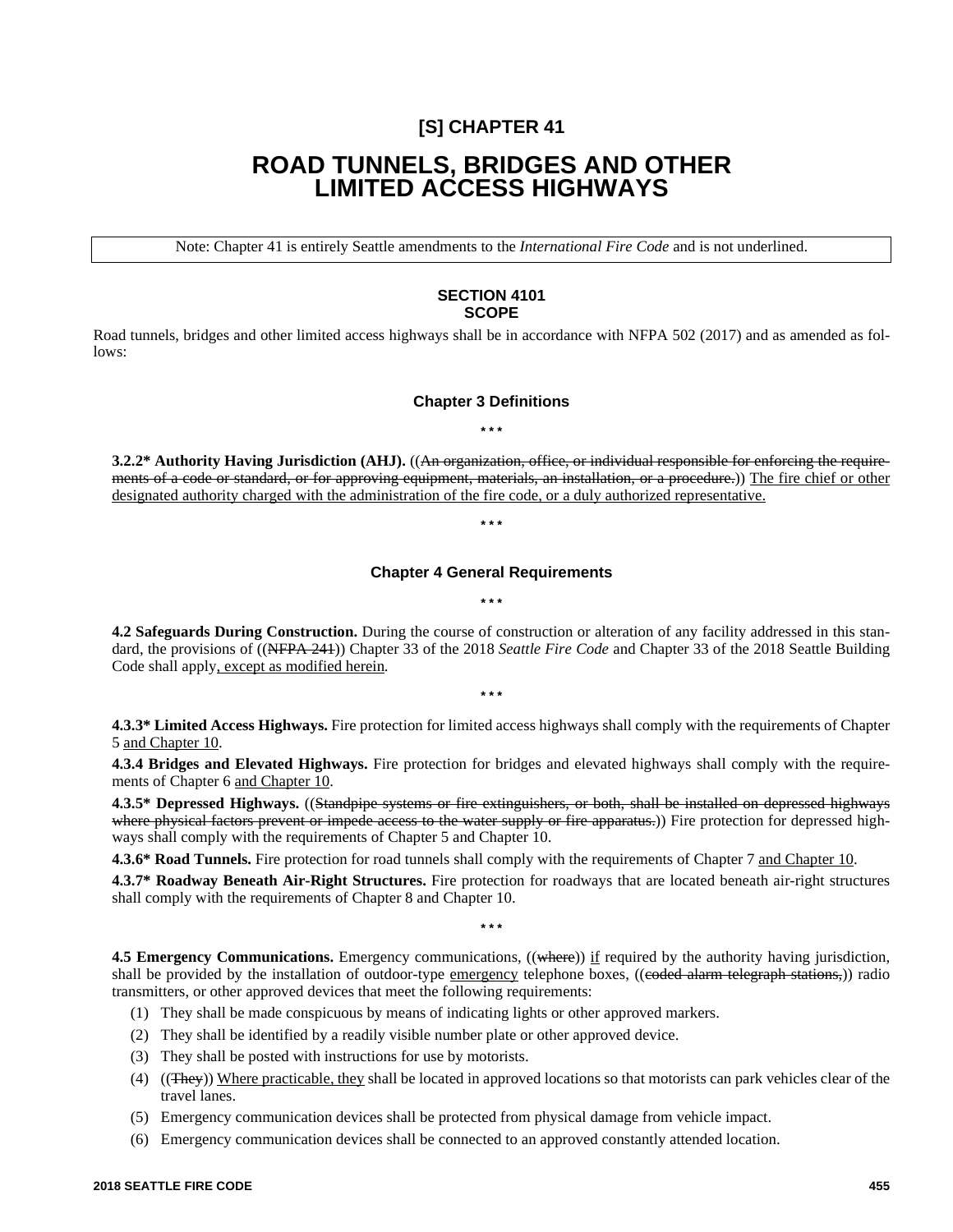# [S] CHAPTER 41

# ROAD TUNNELS, BRIDGES AND OTHER LIMITED ACCESS HIGHWAYS

| Note: Chapter 41 is entirely Seattle amendments to the *International Fire Code* and is not underlined. |
|---|

## SECTION 4101 SCOPE

Road tunnels, bridges and other limited access highways shall be in accordance with NFPA 502 (2017) and as amended as follows:

### Chapter 3 Definitions

\* \* \*

**3.2.2\* Authority Having Jurisdiction (AHJ).** ((~~An organization, office, or individual responsible for enforcing the requirements of a code or standard, or for approving equipment, materials, an installation, or a procedure.~~)) <u>The fire chief or other designated authority charged with the administration of the fire code, or a duly authorized representative.</u>

\* \* \*

### Chapter 4 General Requirements

\* \* \*

**4.2 Safeguards During Construction.** During the course of construction or alteration of any facility addressed in this standard, the provisions of ((~~NFPA 241~~)) Chapter 33 of the 2018 *Seattle Fire Code* and Chapter 33 of the 2018 Seattle Building Code shall apply<u>, except as modified herein</u>.

\* \* \*

**4.3.3\* Limited Access Highways.** Fire protection for limited access highways shall comply with the requirements of Chapter 5 <u>and Chapter 10</u>.

**4.3.4 Bridges and Elevated Highways.** Fire protection for bridges and elevated highways shall comply with the requirements of Chapter 6 <u>and Chapter 10</u>.

**4.3.5\* Depressed Highways.** ((~~Standpipe systems or fire extinguishers, or both, shall be installed on depressed highways where physical factors prevent or impede access to the water supply or fire apparatus.~~)) Fire protection for depressed highways shall comply with the requirements of Chapter 5 and Chapter 10.

**4.3.6\* Road Tunnels.** Fire protection for road tunnels shall comply with the requirements of Chapter 7 <u>and Chapter 10</u>.

**4.3.7\* Roadway Beneath Air-Right Structures.** Fire protection for roadways that are located beneath air-right structures shall comply with the requirements of Chapter 8 and Chapter 10.

\* \* \*

**4.5 Emergency Communications.** Emergency communications, ((~~where~~)) <u>if</u> required by the authority having jurisdiction, shall be provided by the installation of outdoor-type <u>emergency</u> telephone boxes, ((~~coded alarm telegraph stations,~~)) radio transmitters, or other approved devices that meet the following requirements:

(1) They shall be made conspicuous by means of indicating lights or other approved markers.

(2) They shall be identified by a readily visible number plate or other approved device.

(3) They shall be posted with instructions for use by motorists.

(4) ((~~They~~)) <u>Where practicable, they</u> shall be located in approved locations so that motorists can park vehicles clear of the travel lanes.

(5) Emergency communication devices shall be protected from physical damage from vehicle impact.

(6) Emergency communication devices shall be connected to an approved constantly attended location.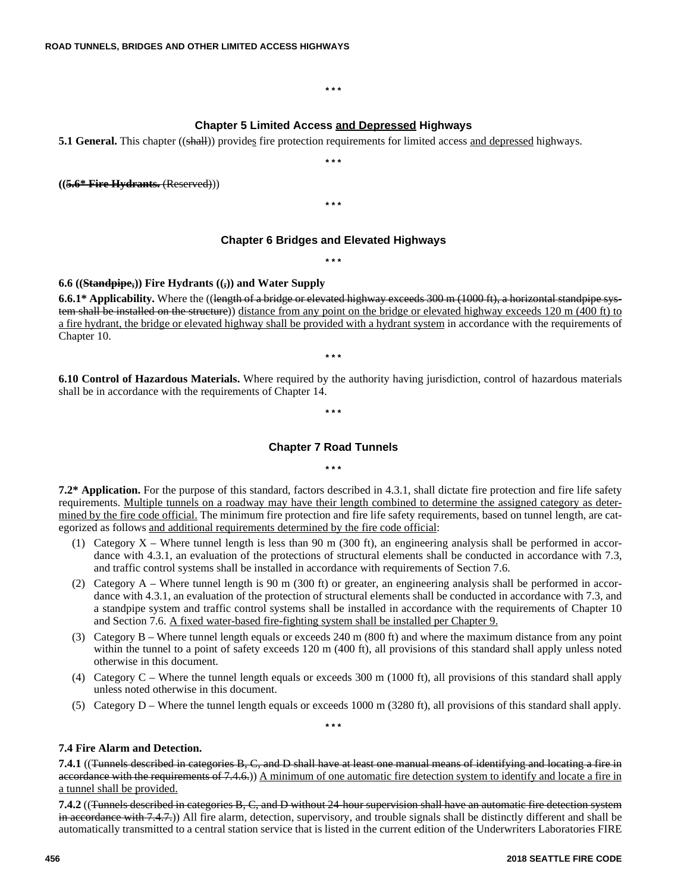\* \* \*

## Chapter 5 Limited Access and Depressed Highways

**5.1 General.** This chapter ((shall)) provides fire protection requirements for limited access and depressed highways.

\* \* \*

**((5.6\* Fire Hydrants.** (Reserved)))

\* \* \*

## Chapter 6 Bridges and Elevated Highways

\* \* \*

**6.6 ((Standpipe,)) Fire Hydrants ((,)) and Water Supply**

**6.6.1\* Applicability.** Where the ((length of a bridge or elevated highway exceeds 300 m (1000 ft), a horizontal standpipe system shall be installed on the structure)) distance from any point on the bridge or elevated highway exceeds 120 m (400 ft) to a fire hydrant, the bridge or elevated highway shall be provided with a hydrant system in accordance with the requirements of Chapter 10.

\* \* \*

**6.10 Control of Hazardous Materials.** Where required by the authority having jurisdiction, control of hazardous materials shall be in accordance with the requirements of Chapter 14.

\* \* \*

## Chapter 7 Road Tunnels

\* \* \*

**7.2\* Application.** For the purpose of this standard, factors described in 4.3.1, shall dictate fire protection and fire life safety requirements. Multiple tunnels on a roadway may have their length combined to determine the assigned category as determined by the fire code official. The minimum fire protection and fire life safety requirements, based on tunnel length, are categorized as follows and additional requirements determined by the fire code official:

(1) Category X – Where tunnel length is less than 90 m (300 ft), an engineering analysis shall be performed in accordance with 4.3.1, an evaluation of the protections of structural elements shall be conducted in accordance with 7.3, and traffic control systems shall be installed in accordance with requirements of Section 7.6.

(2) Category A – Where tunnel length is 90 m (300 ft) or greater, an engineering analysis shall be performed in accordance with 4.3.1, an evaluation of the protection of structural elements shall be conducted in accordance with 7.3, and a standpipe system and traffic control systems shall be installed in accordance with the requirements of Chapter 10 and Section 7.6. A fixed water-based fire-fighting system shall be installed per Chapter 9.

(3) Category B – Where tunnel length equals or exceeds 240 m (800 ft) and where the maximum distance from any point within the tunnel to a point of safety exceeds 120 m (400 ft), all provisions of this standard shall apply unless noted otherwise in this document.

(4) Category C – Where the tunnel length equals or exceeds 300 m (1000 ft), all provisions of this standard shall apply unless noted otherwise in this document.

(5) Category D – Where the tunnel length equals or exceeds 1000 m (3280 ft), all provisions of this standard shall apply.

\* \* \*

**7.4 Fire Alarm and Detection.**

**7.4.1** ((Tunnels described in categories B, C, and D shall have at least one manual means of identifying and locating a fire in accordance with the requirements of 7.4.6.)) A minimum of one automatic fire detection system to identify and locate a fire in a tunnel shall be provided.

**7.4.2** ((Tunnels described in categories B, C, and D without 24-hour supervision shall have an automatic fire detection system in accordance with 7.4.7.)) All fire alarm, detection, supervisory, and trouble signals shall be distinctly different and shall be automatically transmitted to a central station service that is listed in the current edition of the Underwriters Laboratories FIRE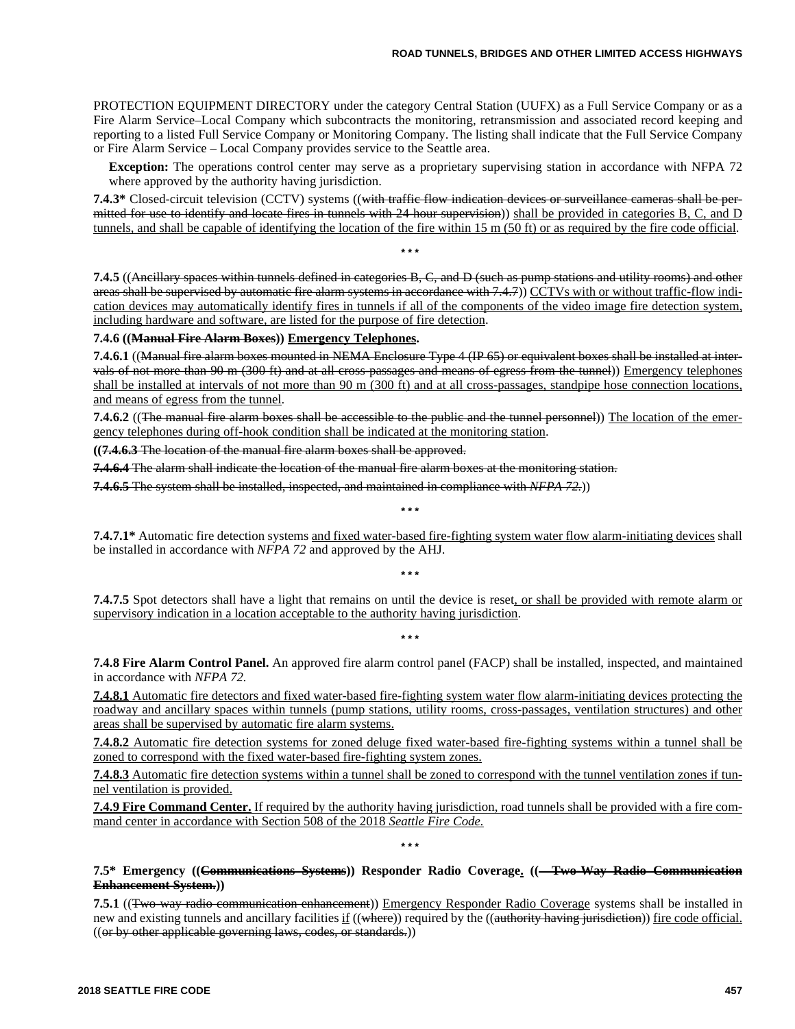PROTECTION EQUIPMENT DIRECTORY under the category Central Station (UUFX) as a Full Service Company or as a Fire Alarm Service–Local Company which subcontracts the monitoring, retransmission and associated record keeping and reporting to a listed Full Service Company or Monitoring Company. The listing shall indicate that the Full Service Company or Fire Alarm Service – Local Company provides service to the Seattle area.

**Exception:** The operations control center may serve as a proprietary supervising station in accordance with NFPA 72 where approved by the authority having jurisdiction.

**7.4.3*** Closed-circuit television (CCTV) systems ((~~with traffic flow indication devices or surveillance cameras shall be permitted for use to identify and locate fires in tunnels with 24-hour supervision~~)) <u>shall be provided in categories B, C, and D tunnels, and shall be capable of identifying the location of the fire within 15 m (50 ft) or as required by the fire code official</u>.

\* \* \*

**7.4.5** ((~~Ancillary spaces within tunnels defined in categories B, C, and D (such as pump stations and utility rooms) and other areas shall be supervised by automatic fire alarm systems in accordance with 7.4.7~~)) <u>CCTVs with or without traffic-flow indication devices may automatically identify fires in tunnels if all of the components of the video image fire detection system, including hardware and software, are listed for the purpose of fire detection</u>.

**7.4.6 ((~~Manual Fire Alarm Boxes~~)) <u>Emergency Telephones</u>.**

**7.4.6.1** ((~~Manual fire alarm boxes mounted in NEMA Enclosure Type 4 (IP 65) or equivalent boxes shall be installed at intervals of not more than 90 m (300 ft) and at all cross-passages and means of egress from the tunnel~~)) <u>Emergency telephones shall be installed at intervals of not more than 90 m (300 ft) and at all cross-passages, standpipe hose connection locations, and means of egress from the tunnel</u>.

**7.4.6.2** ((~~The manual fire alarm boxes shall be accessible to the public and the tunnel personnel~~)) <u>The location of the emergency telephones during off-hook condition shall be indicated at the monitoring station</u>.

**((~~7.4.6.3~~** ~~The location of the manual fire alarm boxes shall be approved.~~

**~~7.4.6.4~~** ~~The alarm shall indicate the location of the manual fire alarm boxes at the monitoring station.~~

**~~7.4.6.5~~** ~~The system shall be installed, inspected, and maintained in compliance with *NFPA 72*.~~))

\* \* \*

**7.4.7.1*** Automatic fire detection systems <u>and fixed water-based fire-fighting system water flow alarm-initiating devices</u> shall be installed in accordance with *NFPA 72* and approved by the AHJ.

\* \* \*

**7.4.7.5** Spot detectors shall have a light that remains on until the device is reset<u>, or shall be provided with remote alarm or supervisory indication in a location acceptable to the authority having jurisdiction</u>.

\* \* \*

**7.4.8 Fire Alarm Control Panel.** An approved fire alarm control panel (FACP) shall be installed, inspected, and maintained in accordance with *NFPA 72.*

<u>**7.4.8.1** Automatic fire detectors and fixed water-based fire-fighting system water flow alarm-initiating devices protecting the roadway and ancillary spaces within tunnels (pump stations, utility rooms, cross-passages, ventilation structures) and other areas shall be supervised by automatic fire alarm systems.</u>

<u>**7.4.8.2** Automatic fire detection systems for zoned deluge fixed water-based fire-fighting systems within a tunnel shall be zoned to correspond with the fixed water-based fire-fighting system zones.</u>

<u>**7.4.8.3** Automatic fire detection systems within a tunnel shall be zoned to correspond with the tunnel ventilation zones if tunnel ventilation is provided.</u>

<u>**7.4.9 Fire Command Center.** If required by the authority having jurisdiction, road tunnels shall be provided with a fire command center in accordance with Section 508 of the 2018 *Seattle Fire Code.*</u>

\* \* \*

**7.5* Emergency ((~~Communications Systems~~)) <u>Responder Radio Coverage</u>. ((~~— Two-Way Radio Communication Enhancement System.~~))**

**7.5.1** ((~~Two-way radio communication enhancement~~)) <u>Emergency Responder Radio Coverage</u> systems shall be installed in new and existing tunnels and ancillary facilities <u>if</u> ((~~where~~)) required by the ((~~authority having jurisdiction~~)) <u>fire code official.</u> ((~~or by other applicable governing laws, codes, or standards.~~))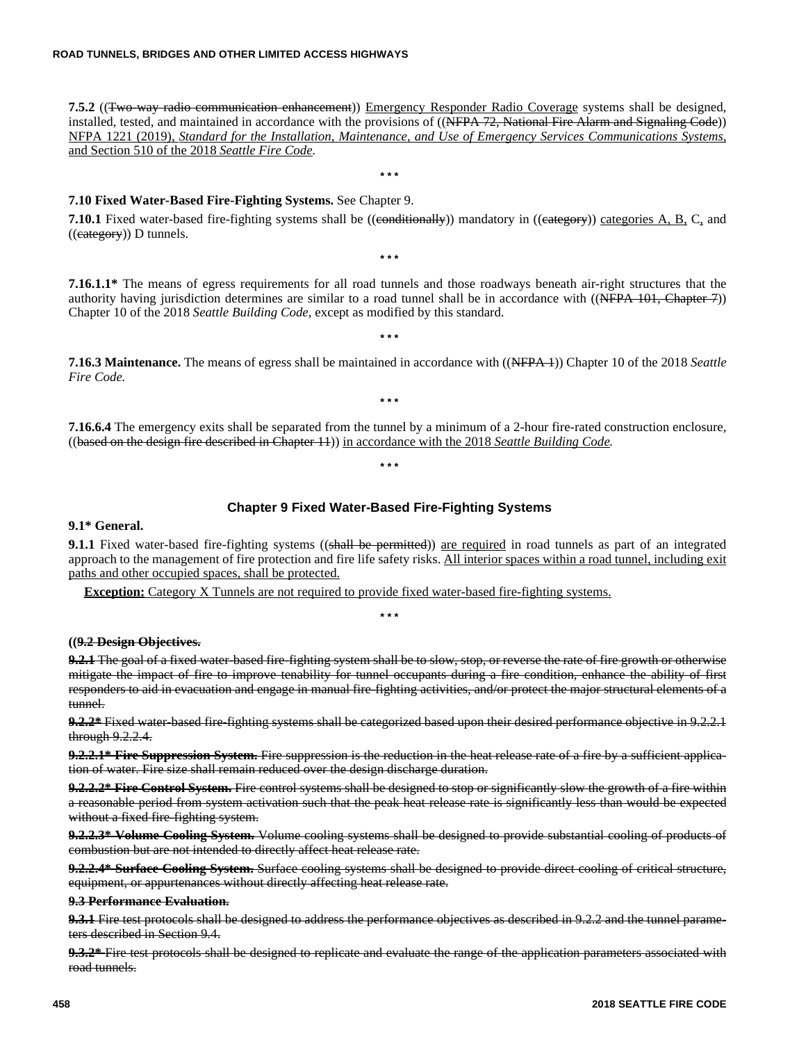**7.5.2** ((~~Two-way radio communication enhancement~~)) <u>Emergency Responder Radio Coverage</u> systems shall be designed, installed, tested, and maintained in accordance with the provisions of ((~~NFPA 72, National Fire Alarm and Signaling Code~~)) <u>NFPA 1221 (2019), *Standard for the Installation, Maintenance, and Use of Emergency Services Communications Systems*, and Section 510 of the 2018 *Seattle Fire Code*.</u>

\* \* \*

**7.10 Fixed Water-Based Fire-Fighting Systems.** See Chapter 9.

**7.10.1** Fixed water-based fire-fighting systems shall be ((~~conditionally~~)) mandatory in ((~~category~~)) <u>categories A, B,</u> C<u>,</u> and ((~~category~~)) D tunnels.

\* \* \*

**7.16.1.1\*** The means of egress requirements for all road tunnels and those roadways beneath air-right structures that the authority having jurisdiction determines are similar to a road tunnel shall be in accordance with ((~~NFPA 101, Chapter 7~~)) Chapter 10 of the 2018 *Seattle Building Code,* except as modified by this standard.

\* \* \*

**7.16.3 Maintenance.** The means of egress shall be maintained in accordance with ((~~NFPA 1~~)) Chapter 10 of the 2018 *Seattle Fire Code.*

\* \* \*

**7.16.6.4** The emergency exits shall be separated from the tunnel by a minimum of a 2-hour fire-rated construction enclosure, ((~~based on the design fire described in Chapter 11~~)) <u>in accordance with the 2018 *Seattle Building Code*.</u>

\* \* \*

## Chapter 9 Fixed Water-Based Fire-Fighting Systems

**9.1\* General.**

**9.1.1** Fixed water-based fire-fighting systems ((~~shall be permitted~~)) <u>are required</u> in road tunnels as part of an integrated approach to the management of fire protection and fire life safety risks. <u>All interior spaces within a road tunnel, including exit paths and other occupied spaces, shall be protected.</u>

**<u>Exception:</u>** <u>Category X Tunnels are not required to provide fixed water-based fire-fighting systems.</u>

\* \* \*

**((~~9.2 Design Objectives.~~**

**~~9.2.1~~** ~~The goal of a fixed water-based fire-fighting system shall be to slow, stop, or reverse the rate of fire growth or otherwise mitigate the impact of fire to improve tenability for tunnel occupants during a fire condition, enhance the ability of first responders to aid in evacuation and engage in manual fire-fighting activities, and/or protect the major structural elements of a tunnel.~~

**~~9.2.2\*~~** ~~Fixed water-based fire-fighting systems shall be categorized based upon their desired performance objective in 9.2.2.1 through 9.2.2.4.~~

**~~9.2.2.1\* Fire Suppression System.~~** ~~Fire suppression is the reduction in the heat release rate of a fire by a sufficient application of water. Fire size shall remain reduced over the design discharge duration.~~

**~~9.2.2.2\* Fire Control System.~~** ~~Fire control systems shall be designed to stop or significantly slow the growth of a fire within a reasonable period from system activation such that the peak heat release rate is significantly less than would be expected without a fixed fire-fighting system.~~

**~~9.2.2.3\* Volume Cooling System.~~** ~~Volume cooling systems shall be designed to provide substantial cooling of products of combustion but are not intended to directly affect heat release rate.~~

**~~9.2.2.4\* Surface Cooling System.~~** ~~Surface cooling systems shall be designed to provide direct cooling of critical structure, equipment, or appurtenances without directly affecting heat release rate.~~

**~~9.3 Performance Evaluation.~~**

**~~9.3.1~~** ~~Fire test protocols shall be designed to address the performance objectives as described in 9.2.2 and the tunnel parameters described in Section 9.4.~~

**~~9.3.2\*~~** ~~Fire test protocols shall be designed to replicate and evaluate the range of the application parameters associated with road tunnels.~~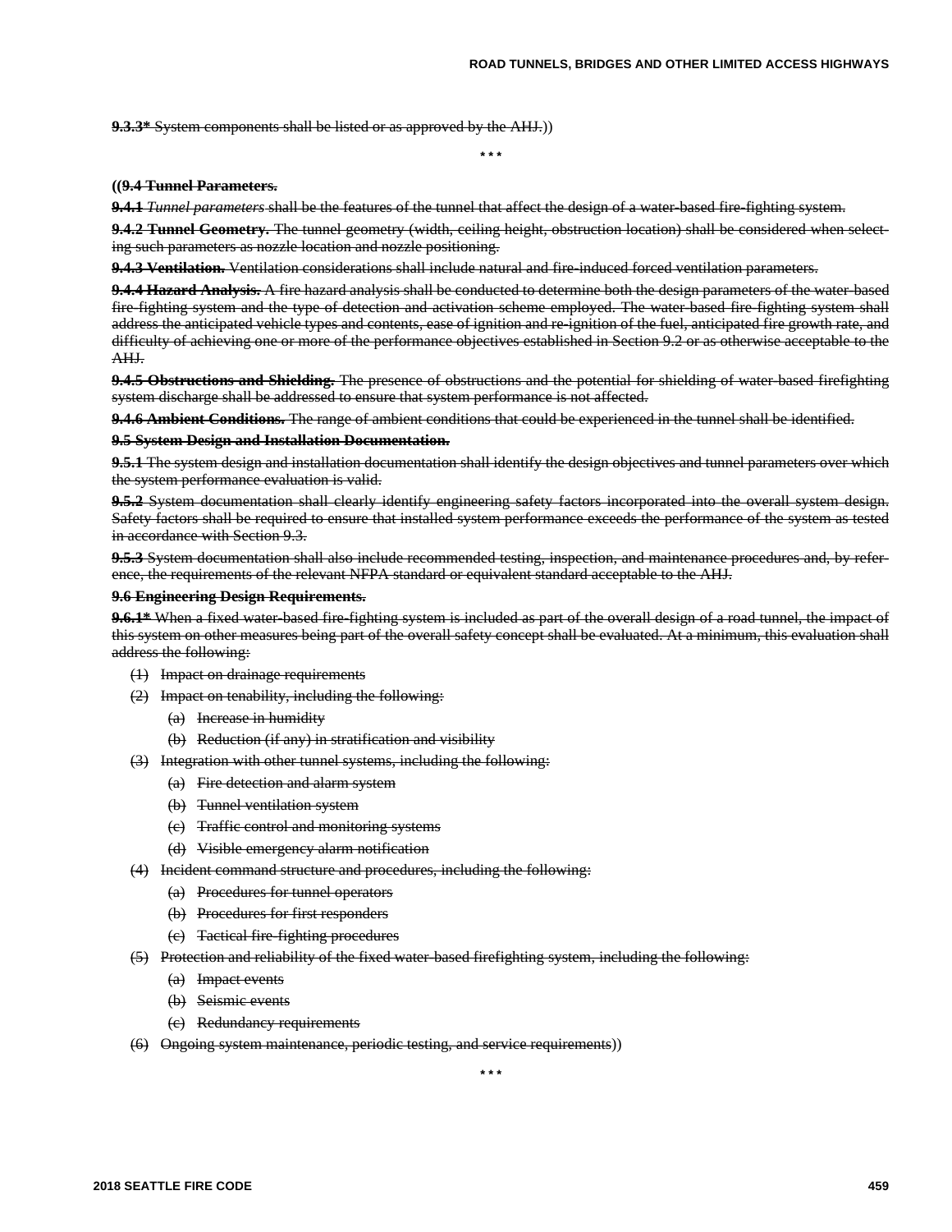~~**9.3.3*** System components shall be listed or as approved by the AHJ.~~))

\* \* \*

((~~**9.4 Tunnel Parameters.**~~

~~**9.4.1** *Tunnel parameters* shall be the features of the tunnel that affect the design of a water-based fire-fighting system.~~

~~**9.4.2 Tunnel Geometry.** The tunnel geometry (width, ceiling height, obstruction location) shall be considered when selecting such parameters as nozzle location and nozzle positioning.~~

~~**9.4.3 Ventilation.** Ventilation considerations shall include natural and fire-induced forced ventilation parameters.~~

~~**9.4.4 Hazard Analysis.** A fire hazard analysis shall be conducted to determine both the design parameters of the water-based fire-fighting system and the type of detection and activation scheme employed. The water-based fire-fighting system shall address the anticipated vehicle types and contents, ease of ignition and re-ignition of the fuel, anticipated fire growth rate, and difficulty of achieving one or more of the performance objectives established in Section 9.2 or as otherwise acceptable to the AHJ.~~

~~**9.4.5 Obstructions and Shielding.** The presence of obstructions and the potential for shielding of water-based firefighting system discharge shall be addressed to ensure that system performance is not affected.~~

~~**9.4.6 Ambient Conditions.** The range of ambient conditions that could be experienced in the tunnel shall be identified.~~

~~**9.5 System Design and Installation Documentation.**~~

~~**9.5.1** The system design and installation documentation shall identify the design objectives and tunnel parameters over which the system performance evaluation is valid.~~

~~**9.5.2** System documentation shall clearly identify engineering safety factors incorporated into the overall system design. Safety factors shall be required to ensure that installed system performance exceeds the performance of the system as tested in accordance with Section 9.3.~~

~~**9.5.3** System documentation shall also include recommended testing, inspection, and maintenance procedures and, by reference, the requirements of the relevant NFPA standard or equivalent standard acceptable to the AHJ.~~

~~**9.6 Engineering Design Requirements.**~~

~~**9.6.1*** When a fixed water-based fire-fighting system is included as part of the overall design of a road tunnel, the impact of this system on other measures being part of the overall safety concept shall be evaluated. At a minimum, this evaluation shall address the following:~~

~~(1) Impact on drainage requirements~~

~~(2) Impact on tenability, including the following:~~

- ~~(a) Increase in humidity~~
- ~~(b) Reduction (if any) in stratification and visibility~~

~~(3) Integration with other tunnel systems, including the following:~~

- ~~(a) Fire detection and alarm system~~
- ~~(b) Tunnel ventilation system~~
- ~~(c) Traffic control and monitoring systems~~
- ~~(d) Visible emergency alarm notification~~

~~(4) Incident command structure and procedures, including the following:~~

- ~~(a) Procedures for tunnel operators~~
- ~~(b) Procedures for first responders~~
- ~~(c) Tactical fire-fighting procedures~~

~~(5) Protection and reliability of the fixed water-based firefighting system, including the following:~~

- ~~(a) Impact events~~
- ~~(b) Seismic events~~
- ~~(c) Redundancy requirements~~

~~(6) Ongoing system maintenance, periodic testing, and service requirements~~))

\* \* \*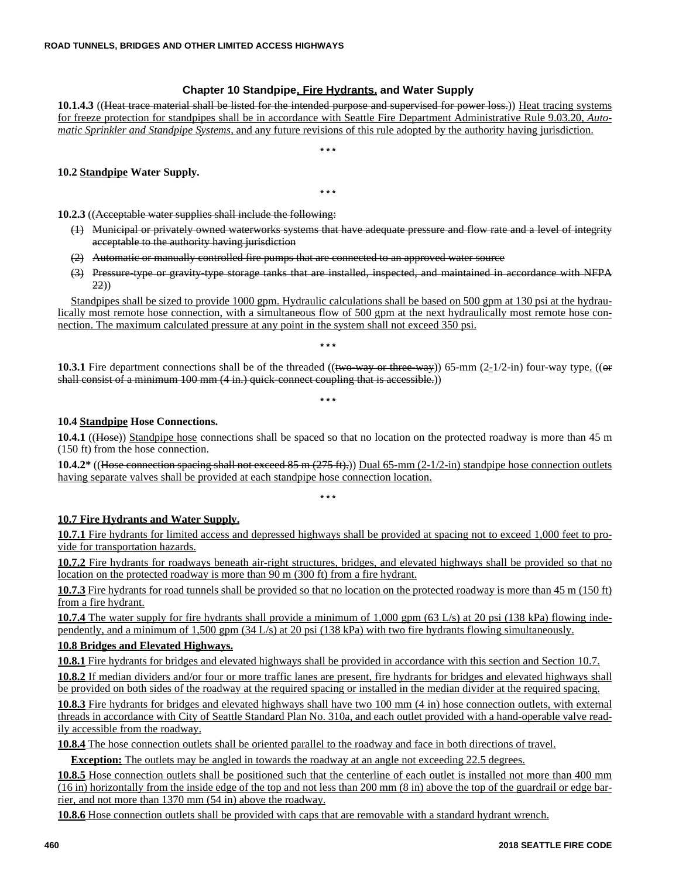## Chapter 10 Standpipe, Fire Hydrants, and Water Supply

**10.1.4.3** ((~~Heat trace material shall be listed for the intended purpose and supervised for power loss.~~)) Heat tracing systems for freeze protection for standpipes shall be in accordance with Seattle Fire Department Administrative Rule 9.03.20, *Automatic Sprinkler and Standpipe Systems*, and any future revisions of this rule adopted by the authority having jurisdiction.

\* \* \*

**10.2 Standpipe Water Supply.**

\* \* \*

**10.2.3** ((~~Acceptable water supplies shall include the following:~~

(1) ~~Municipal or privately owned waterworks systems that have adequate pressure and flow rate and a level of integrity acceptable to the authority having jurisdiction~~

(2) ~~Automatic or manually controlled fire pumps that are connected to an approved water source~~

(3) ~~Pressure-type or gravity-type storage tanks that are installed, inspected, and maintained in accordance with NFPA 22~~))

Standpipes shall be sized to provide 1000 gpm. Hydraulic calculations shall be based on 500 gpm at 130 psi at the hydraulically most remote hose connection, with a simultaneous flow of 500 gpm at the next hydraulically most remote hose connection. The maximum calculated pressure at any point in the system shall not exceed 350 psi.

\* \* \*

**10.3.1** Fire department connections shall be of the threaded ((~~two-way or three-way~~)) 65-mm (2-1/2-in) four-way type. ((~~or shall consist of a minimum 100 mm (4 in.) quick-connect coupling that is accessible.~~))

\* \* \*

**10.4 Standpipe Hose Connections.**

**10.4.1** ((~~Hose~~)) Standpipe hose connections shall be spaced so that no location on the protected roadway is more than 45 m (150 ft) from the hose connection.

**10.4.2\*** ((~~Hose connection spacing shall not exceed 85 m (275 ft).~~)) Dual 65-mm (2-1/2-in) standpipe hose connection outlets having separate valves shall be provided at each standpipe hose connection location.

\* \* \*

**10.7 Fire Hydrants and Water Supply.**

**10.7.1** Fire hydrants for limited access and depressed highways shall be provided at spacing not to exceed 1,000 feet to provide for transportation hazards.

**10.7.2** Fire hydrants for roadways beneath air-right structures, bridges, and elevated highways shall be provided so that no location on the protected roadway is more than 90 m (300 ft) from a fire hydrant.

**10.7.3** Fire hydrants for road tunnels shall be provided so that no location on the protected roadway is more than 45 m (150 ft) from a fire hydrant.

**10.7.4** The water supply for fire hydrants shall provide a minimum of 1,000 gpm (63 L/s) at 20 psi (138 kPa) flowing independently, and a minimum of 1,500 gpm (34 L/s) at 20 psi (138 kPa) with two fire hydrants flowing simultaneously.

**10.8 Bridges and Elevated Highways.**

**10.8.1** Fire hydrants for bridges and elevated highways shall be provided in accordance with this section and Section 10.7.

**10.8.2** If median dividers and/or four or more traffic lanes are present, fire hydrants for bridges and elevated highways shall be provided on both sides of the roadway at the required spacing or installed in the median divider at the required spacing.

**10.8.3** Fire hydrants for bridges and elevated highways shall have two 100 mm (4 in) hose connection outlets, with external threads in accordance with City of Seattle Standard Plan No. 310a, and each outlet provided with a hand-operable valve readily accessible from the roadway.

**10.8.4** The hose connection outlets shall be oriented parallel to the roadway and face in both directions of travel.

**Exception:** The outlets may be angled in towards the roadway at an angle not exceeding 22.5 degrees.

**10.8.5** Hose connection outlets shall be positioned such that the centerline of each outlet is installed not more than 400 mm (16 in) horizontally from the inside edge of the top and not less than 200 mm (8 in) above the top of the guardrail or edge barrier, and not more than 1370 mm (54 in) above the roadway.

**10.8.6** Hose connection outlets shall be provided with caps that are removable with a standard hydrant wrench.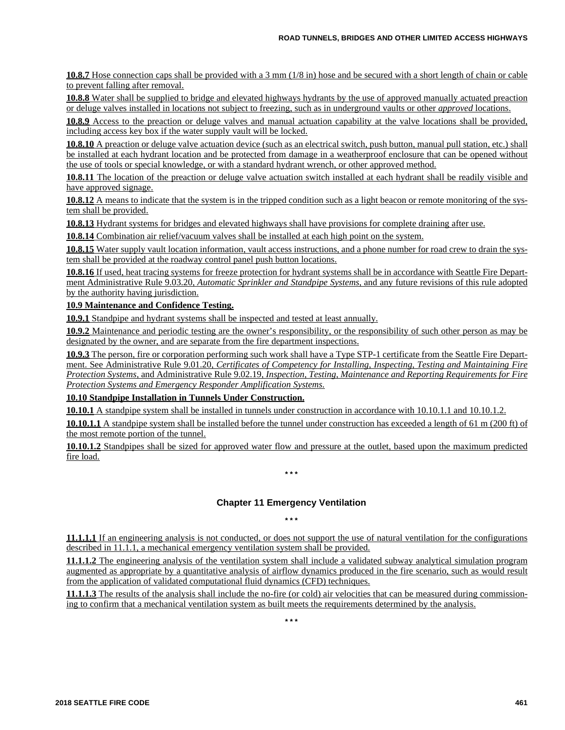**10.8.7** Hose connection caps shall be provided with a 3 mm (1/8 in) hose and be secured with a short length of chain or cable to prevent falling after removal.

**10.8.8** Water shall be supplied to bridge and elevated highways hydrants by the use of approved manually actuated preaction or deluge valves installed in locations not subject to freezing, such as in underground vaults or other *approved* locations.

**10.8.9** Access to the preaction or deluge valves and manual actuation capability at the valve locations shall be provided, including access key box if the water supply vault will be locked.

**10.8.10** A preaction or deluge valve actuation device (such as an electrical switch, push button, manual pull station, etc.) shall be installed at each hydrant location and be protected from damage in a weatherproof enclosure that can be opened without the use of tools or special knowledge, or with a standard hydrant wrench, or other approved method.

**10.8.11** The location of the preaction or deluge valve actuation switch installed at each hydrant shall be readily visible and have approved signage.

**10.8.12** A means to indicate that the system is in the tripped condition such as a light beacon or remote monitoring of the system shall be provided.

**10.8.13** Hydrant systems for bridges and elevated highways shall have provisions for complete draining after use.

**10.8.14** Combination air relief/vacuum valves shall be installed at each high point on the system.

**10.8.15** Water supply vault location information, vault access instructions, and a phone number for road crew to drain the system shall be provided at the roadway control panel push button locations.

**10.8.16** If used, heat tracing systems for freeze protection for hydrant systems shall be in accordance with Seattle Fire Department Administrative Rule 9.03.20, *Automatic Sprinkler and Standpipe Systems*, and any future revisions of this rule adopted by the authority having jurisdiction.

**10.9 Maintenance and Confidence Testing.**

**10.9.1** Standpipe and hydrant systems shall be inspected and tested at least annually.

**10.9.2** Maintenance and periodic testing are the owner's responsibility, or the responsibility of such other person as may be designated by the owner, and are separate from the fire department inspections.

**10.9.3** The person, fire or corporation performing such work shall have a Type STP-1 certificate from the Seattle Fire Department. See Administrative Rule 9.01.20, *Certificates of Competency for Installing, Inspecting, Testing and Maintaining Fire Protection Systems*, and Administrative Rule 9.02.19, *Inspection, Testing, Maintenance and Reporting Requirements for Fire Protection Systems and Emergency Responder Amplification Systems.*

**10.10 Standpipe Installation in Tunnels Under Construction.**

**10.10.1** A standpipe system shall be installed in tunnels under construction in accordance with 10.10.1.1 and 10.10.1.2.

**10.10.1.1** A standpipe system shall be installed before the tunnel under construction has exceeded a length of 61 m (200 ft) of the most remote portion of the tunnel.

**10.10.1.2** Standpipes shall be sized for approved water flow and pressure at the outlet, based upon the maximum predicted fire load.

\* \* \*

## Chapter 11 Emergency Ventilation

\* \* \*

**11.1.1.1** If an engineering analysis is not conducted, or does not support the use of natural ventilation for the configurations described in 11.1.1, a mechanical emergency ventilation system shall be provided.

**11.1.1.2** The engineering analysis of the ventilation system shall include a validated subway analytical simulation program augmented as appropriate by a quantitative analysis of airflow dynamics produced in the fire scenario, such as would result from the application of validated computational fluid dynamics (CFD) techniques.

**11.1.1.3** The results of the analysis shall include the no-fire (or cold) air velocities that can be measured during commissioning to confirm that a mechanical ventilation system as built meets the requirements determined by the analysis.

\* \* \*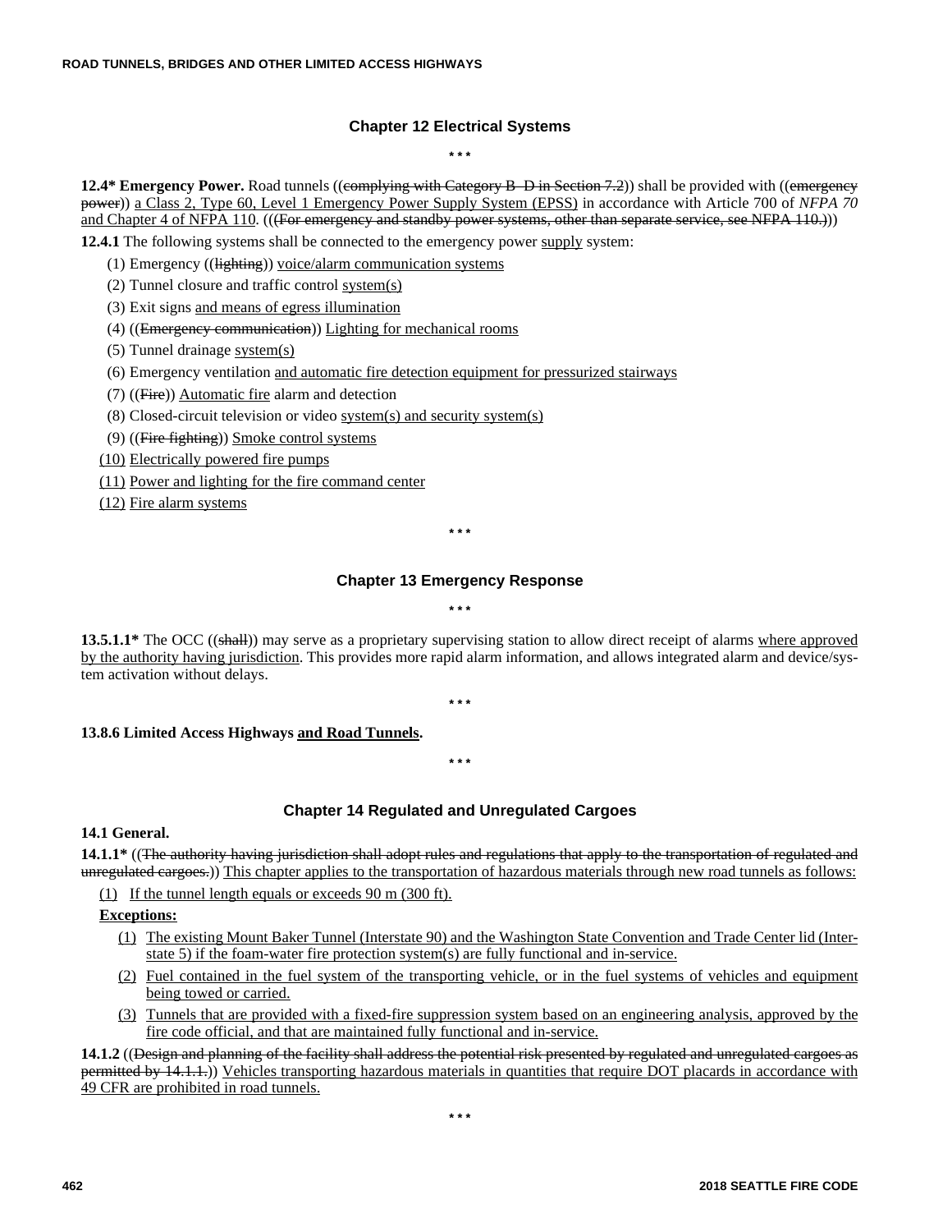## Chapter 12 Electrical Systems

\* \* \*

**12.4\* Emergency Power.** Road tunnels ((~~complying with Category B–D in Section 7.2~~)) shall be provided with ((~~emergency power~~)) <u>a Class 2, Type 60, Level 1 Emergency Power Supply System (EPSS)</u> in accordance with Article 700 of *NFPA 70* <u>and Chapter 4 of NFPA 110</u>. (((~~For emergency and standby power systems, other than separate service, see NFPA 110.~~)))

**12.4.1** The following systems shall be connected to the emergency power <u>supply</u> system:

(1) Emergency ((~~lighting~~)) <u>voice/alarm communication systems</u>

(2) Tunnel closure and traffic control <u>system(s)</u>

(3) Exit signs <u>and means of egress illumination</u>

(4) ((~~Emergency communication~~)) <u>Lighting for mechanical rooms</u>

(5) Tunnel drainage <u>system(s)</u>

(6) Emergency ventilation <u>and automatic fire detection equipment for pressurized stairways</u>

(7) ((~~Fire~~)) <u>Automatic fire</u> alarm and detection

(8) Closed-circuit television or video <u>system(s) and security system(s)</u>

(9) ((~~Fire fighting~~)) <u>Smoke control systems</u>

<u>(10) Electrically powered fire pumps</u>

<u>(11) Power and lighting for the fire command center</u>

<u>(12) Fire alarm systems</u>

\* \* \*

## Chapter 13 Emergency Response

\* \* \*

**13.5.1.1\*** The OCC ((~~shall~~)) may serve as a proprietary supervising station to allow direct receipt of alarms <u>where approved by the authority having jurisdiction</u>. This provides more rapid alarm information, and allows integrated alarm and device/system activation without delays.

\* \* \*

**13.8.6 Limited Access Highways <u>and Road Tunnels</u>.**

\* \* \*

## Chapter 14 Regulated and Unregulated Cargoes

**14.1 General.**

**14.1.1\*** ((~~The authority having jurisdiction shall adopt rules and regulations that apply to the transportation of regulated and unregulated cargoes.~~)) <u>This chapter applies to the transportation of hazardous materials through new road tunnels as follows:</u>

<u>(1) If the tunnel length equals or exceeds 90 m (300 ft).</u>

**<u>Exceptions:</u>**

<u>(1) The existing Mount Baker Tunnel (Interstate 90) and the Washington State Convention and Trade Center lid (Interstate 5) if the foam-water fire protection system(s) are fully functional and in-service.</u>

<u>(2) Fuel contained in the fuel system of the transporting vehicle, or in the fuel systems of vehicles and equipment being towed or carried.</u>

<u>(3) Tunnels that are provided with a fixed-fire suppression system based on an engineering analysis, approved by the fire code official, and that are maintained fully functional and in-service.</u>

**14.1.2** ((~~Design and planning of the facility shall address the potential risk presented by regulated and unregulated cargoes as permitted by 14.1.1.~~)) <u>Vehicles transporting hazardous materials in quantities that require DOT placards in accordance with 49 CFR are prohibited in road tunnels.</u>

\* \* \*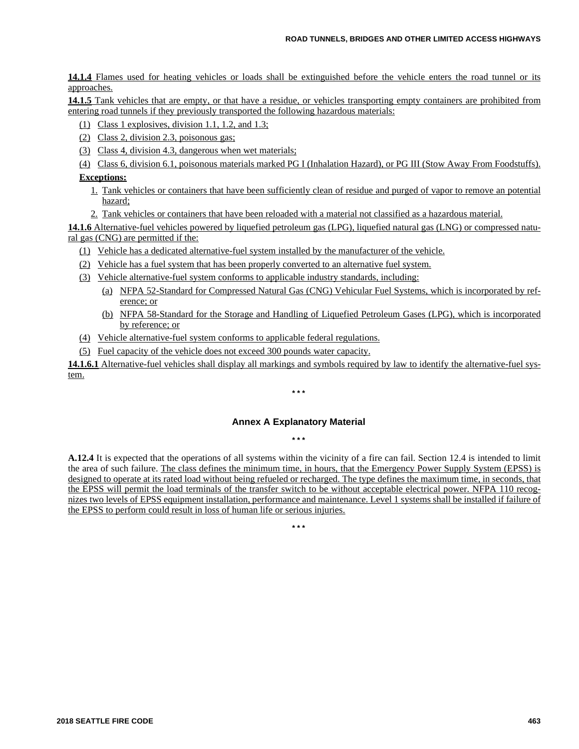**14.1.4** Flames used for heating vehicles or loads shall be extinguished before the vehicle enters the road tunnel or its approaches.

**14.1.5** Tank vehicles that are empty, or that have a residue, or vehicles transporting empty containers are prohibited from entering road tunnels if they previously transported the following hazardous materials:

(1) Class 1 explosives, division 1.1, 1.2, and 1.3;

(2) Class 2, division 2.3, poisonous gas;

(3) Class 4, division 4.3, dangerous when wet materials;

(4) Class 6, division 6.1, poisonous materials marked PG I (Inhalation Hazard), or PG III (Stow Away From Foodstuffs).

**Exceptions:**

1. Tank vehicles or containers that have been sufficiently clean of residue and purged of vapor to remove an potential hazard;
2. Tank vehicles or containers that have been reloaded with a material not classified as a hazardous material.

**14.1.6** Alternative-fuel vehicles powered by liquefied petroleum gas (LPG), liquefied natural gas (LNG) or compressed natural gas (CNG) are permitted if the:

(1) Vehicle has a dedicated alternative-fuel system installed by the manufacturer of the vehicle.

(2) Vehicle has a fuel system that has been properly converted to an alternative fuel system.

(3) Vehicle alternative-fuel system conforms to applicable industry standards, including:

   (a) NFPA 52-Standard for Compressed Natural Gas (CNG) Vehicular Fuel Systems, which is incorporated by reference; or

   (b) NFPA 58-Standard for the Storage and Handling of Liquefied Petroleum Gases (LPG), which is incorporated by reference; or

(4) Vehicle alternative-fuel system conforms to applicable federal regulations.

(5) Fuel capacity of the vehicle does not exceed 300 pounds water capacity.

**14.1.6.1** Alternative-fuel vehicles shall display all markings and symbols required by law to identify the alternative-fuel system.

\* \* \*

## Annex A Explanatory Material

\* \* \*

**A.12.4** It is expected that the operations of all systems within the vicinity of a fire can fail. Section 12.4 is intended to limit the area of such failure. The class defines the minimum time, in hours, that the Emergency Power Supply System (EPSS) is designed to operate at its rated load without being refueled or recharged. The type defines the maximum time, in seconds, that the EPSS will permit the load terminals of the transfer switch to be without acceptable electrical power. NFPA 110 recognizes two levels of EPSS equipment installation, performance and maintenance. Level 1 systems shall be installed if failure of the EPSS to perform could result in loss of human life or serious injuries.

\* \* \*